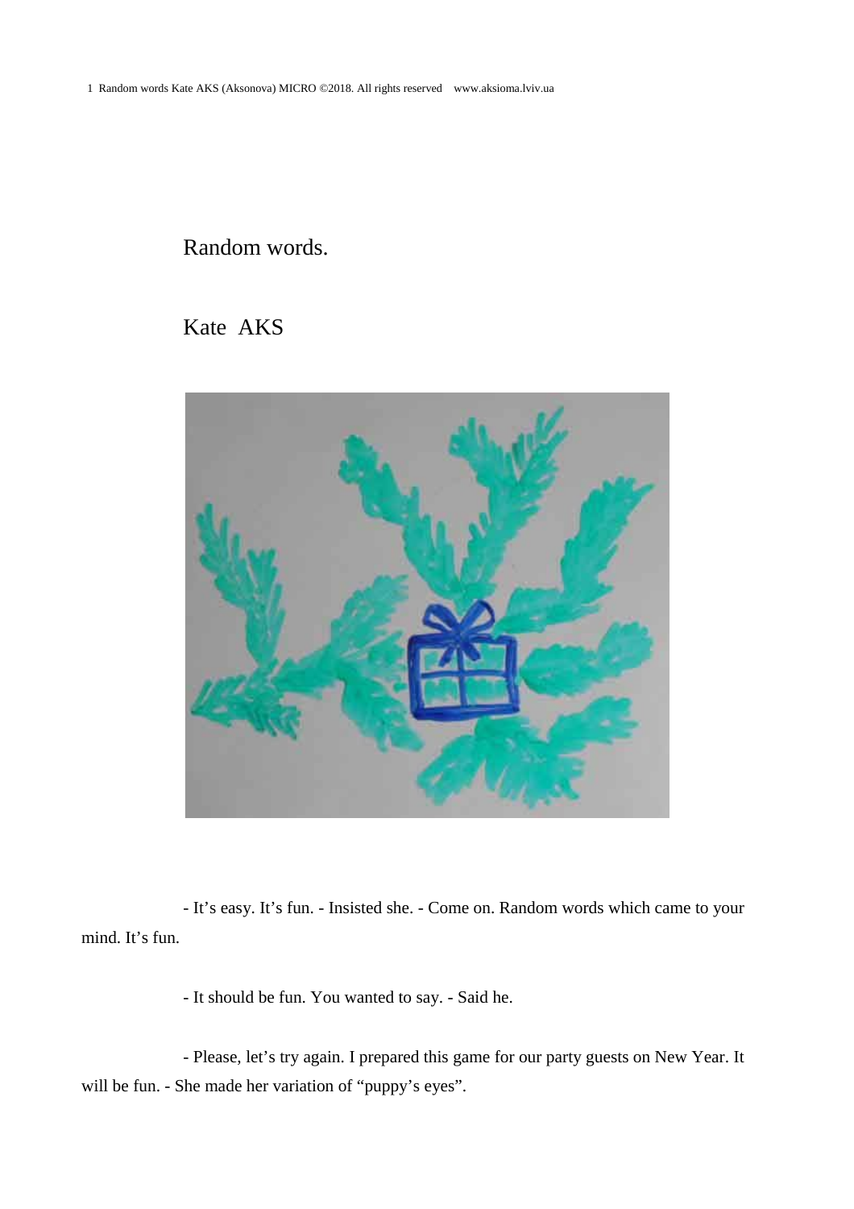# Random words.

## Kate AKS

- It's easy. It's fun. - Insisted she. - Come on. Random words which came to your mind. It's fun.

- It should be fun. You wanted to say. - Said he.

- Please, let's try again. I prepared this game for our party guests on New Year. It will be fun. - She made her variation of "puppy's eyes".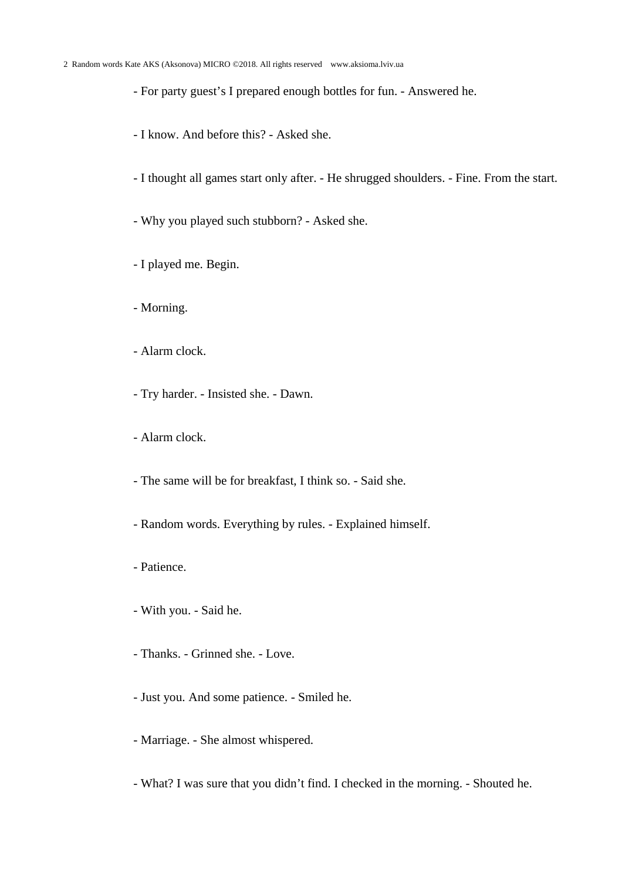- For party guest’s I prepared enough bottles for fun. - Answered he.

- I know. And before this? - Asked she.

- I thought all games start only after. - He shrugged shoulders. - Fine. From the start.

- Why you played such stubborn? - Asked she.

- I played me. Begin.

- Morning.

- Alarm clock.

- Try harder. - Insisted she. - Dawn.

- Alarm clock.

- The same will be for breakfast, I think so. - Said she.

- Random words. Everything by rules. - Explained himself.

- Patience.

- With you. - Said he.

- Thanks. - Grinned she. - Love.

- Just you. And some patience. - Smiled he.

- Marriage. - She almost whispered.

- What? I was sure that you didn’t find. I checked in the morning. - Shouted he.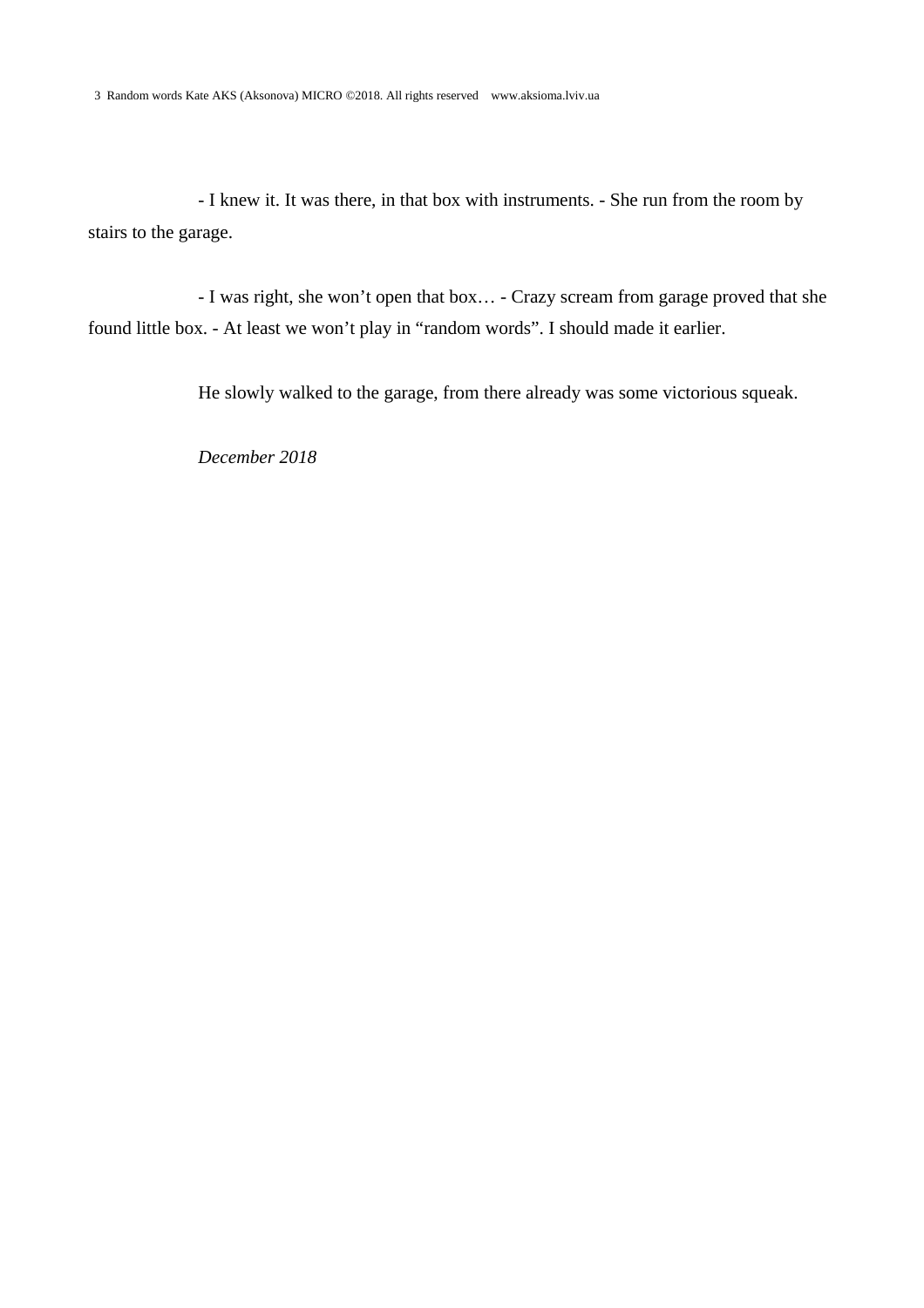- I knew it. It was there, in that box with instruments. - She run from the room by stairs to the garage.

- I was right, she won't open that box… - Crazy scream from garage proved that she found little box. - At least we won't play in "random words". I should made it earlier.

He slowly walked to the garage, from there already was some victorious squeak.

*December 2018*